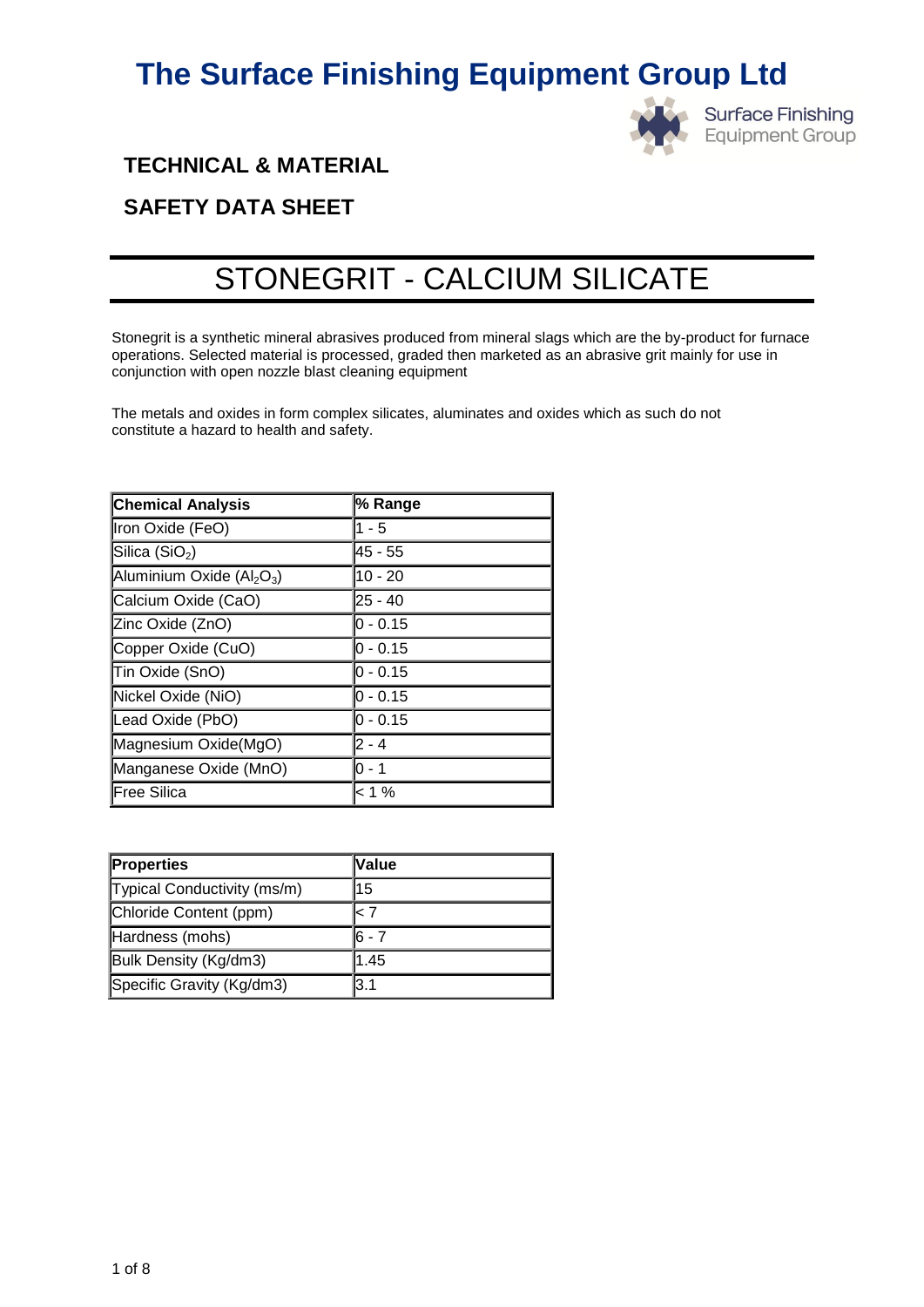# The Surface Finishing Equipment Group Ltd

Surface Finishing Equipment Group

## TECHNICAL & MATERIAL

## SAFETY DATA SHEET

# STONEGRIT - CALCIUM SILICATE

Stonegrit is a synthetic mineral abrasives produced from mineral slags which are the by-product for furnace operations. Selected material is processed, graded then marketed as an abrasive grit mainly for use in conjunction with open nozzle blast cleaning equipment

The metals and oxides in form complex silicates, aluminates and oxides which as such do not constitute a hazard to health and safety.

| Chemical Analysis | % Range |
|---|---|
| Iron Oxide (FeO) | 1 - 5 |
| Silica ($SiO_2$) | 45 - 55 |
| Aluminium Oxide ($Al_2O_3$) | 10 - 20 |
| Calcium Oxide (CaO) | 25 - 40 |
| Zinc Oxide (ZnO) | 0 - 0.15 |
| Copper Oxide (CuO) | 0 - 0.15 |
| Tin Oxide (SnO) | 0 - 0.15 |
| Nickel Oxide (NiO) | 0 - 0.15 |
| Lead Oxide (PbO) | 0 - 0.15 |
| Magnesium Oxide(MgO) | 2 - 4 |
| Manganese Oxide (MnO) | 0 - 1 |
| Free Silica | < 1 % |

| Properties | Value |
|---|---|
| Typical Conductivity (ms/m) | 15 |
| Chloride Content (ppm) | < 7 |
| Hardness (mohs) | 6 - 7 |
| Bulk Density (Kg/dm3) | 1.45 |
| Specific Gravity (Kg/dm3) | 3.1 |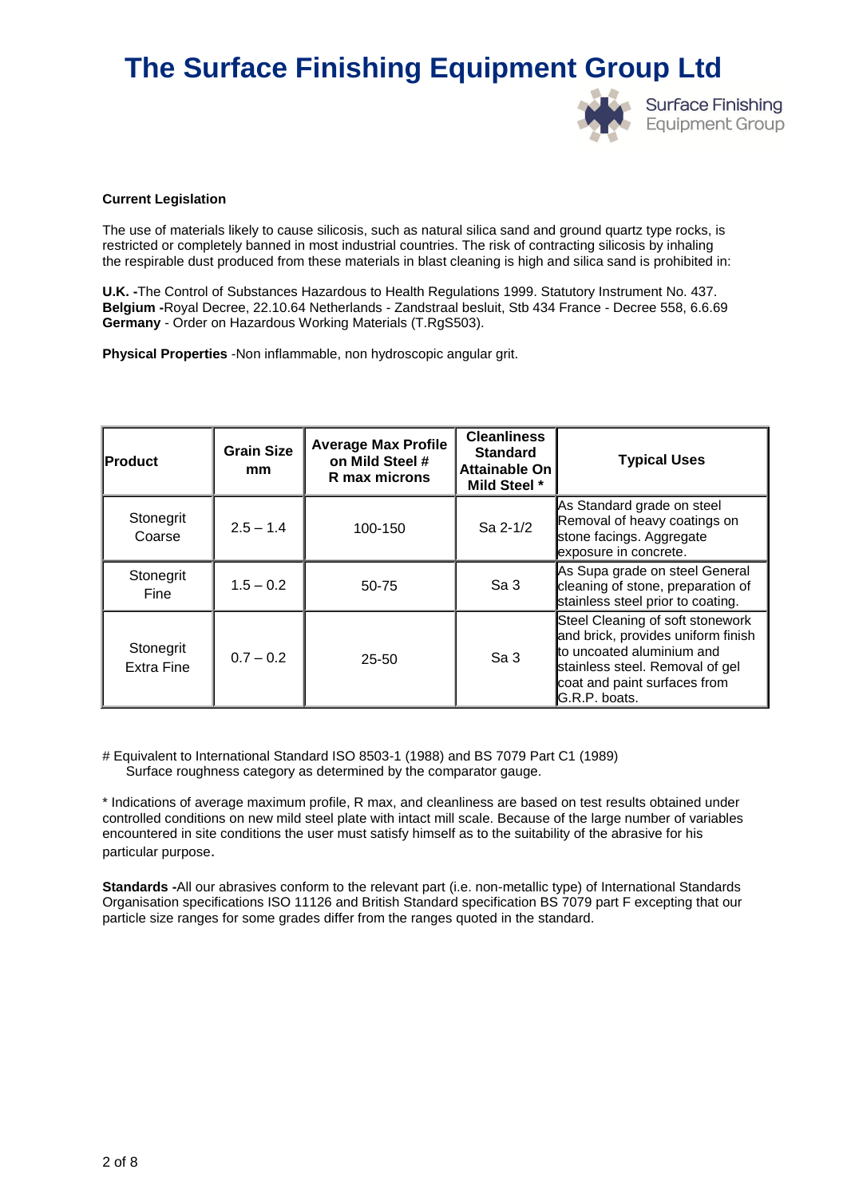**Current Legislation**

The use of materials likely to cause silicosis, such as natural silica sand and ground quartz type rocks, is restricted or completely banned in most industrial countries. The risk of contracting silicosis by inhaling the respirable dust produced from these materials in blast cleaning is high and silica sand is prohibited in:

**U.K. -**The Control of Substances Hazardous to Health Regulations 1999. Statutory Instrument No. 437.
**Belgium -**Royal Decree, 22.10.64 Netherlands - Zandstraal besluit, Stb 434 France - Decree 558, 6.6.69
**Germany** - Order on Hazardous Working Materials (T.RgS503).

**Physical Properties** -Non inflammable, non hydroscopic angular grit.

| **Product** | **Grain Size mm** | **Average Max Profile on Mild Steel # R max microns** | **Cleanliness Standard Attainable On Mild Steel *** | **Typical Uses** |
|---|---|---|---|---|
| Stonegrit Coarse | 2.5 – 1.4 | 100-150 | Sa 2-1/2 | As Standard grade on steel Removal of heavy coatings on stone facings. Aggregate exposure in concrete. |
| Stonegrit Fine | 1.5 – 0.2 | 50-75 | Sa 3 | As Supa grade on steel General cleaning of stone, preparation of stainless steel prior to coating. |
| Stonegrit Extra Fine | 0.7 – 0.2 | 25-50 | Sa 3 | Steel Cleaning of soft stonework and brick, provides uniform finish to uncoated aluminium and stainless steel. Removal of gel coat and paint surfaces from G.R.P. boats. |

# Equivalent to International Standard ISO 8503-1 (1988) and BS 7079 Part C1 (1989)
Surface roughness category as determined by the comparator gauge.

* Indications of average maximum profile, R max, and cleanliness are based on test results obtained under controlled conditions on new mild steel plate with intact mill scale. Because of the large number of variables encountered in site conditions the user must satisfy himself as to the suitability of the abrasive for his particular purpose.

**Standards -**All our abrasives conform to the relevant part (i.e. non-metallic type) of International Standards Organisation specifications ISO 11126 and British Standard specification BS 7079 part F excepting that our particle size ranges for some grades differ from the ranges quoted in the standard.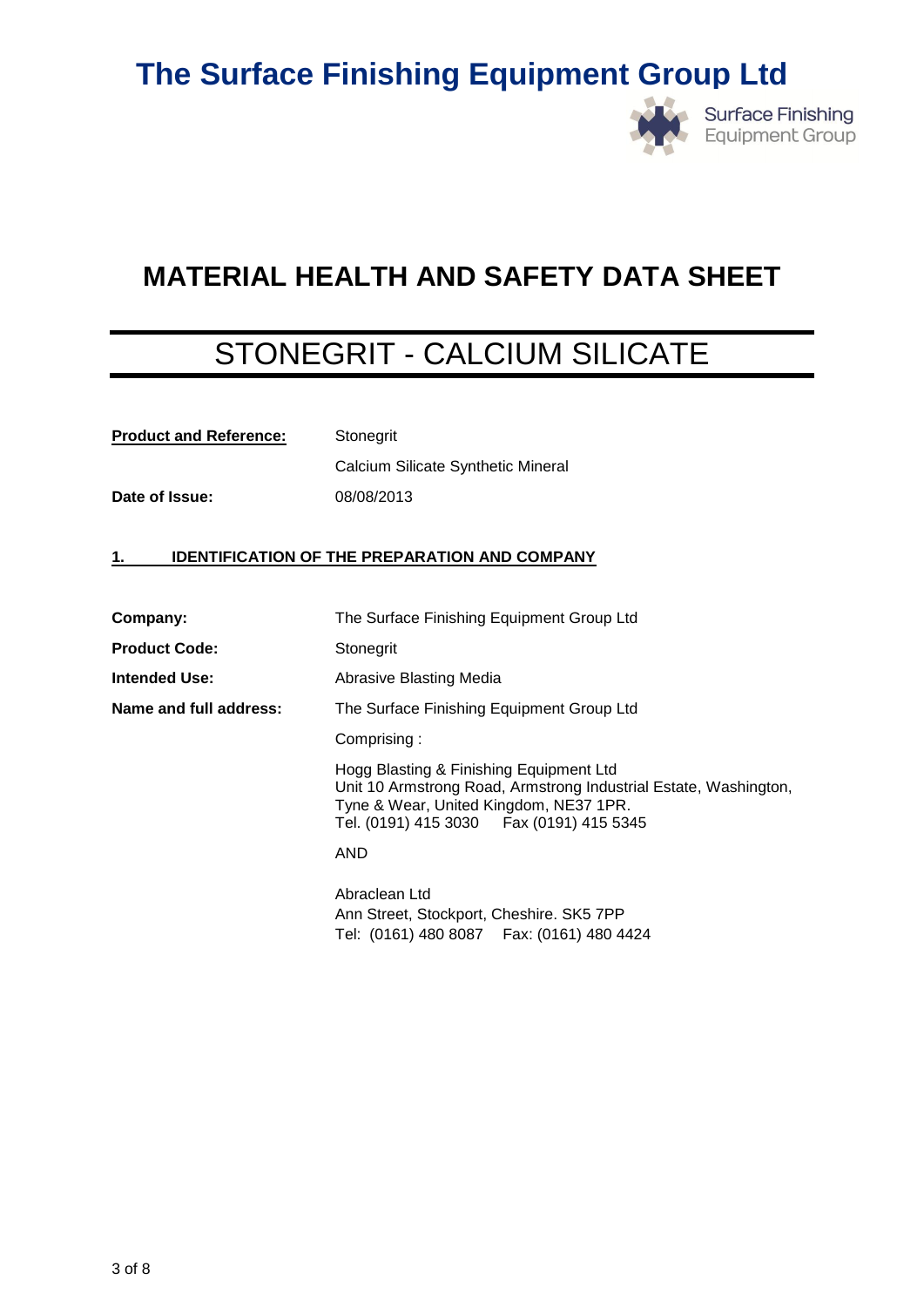# The Surface Finishing Equipment Group Ltd

## MATERIAL HEALTH AND SAFETY DATA SHEET

## STONEGRIT - CALCIUM SILICATE

| | |
|---|---|
| **Product and Reference:** | Stonegrit |
| | Calcium Silicate Synthetic Mineral |
| **Date of Issue:** | 08/08/2013 |

### 1. IDENTIFICATION OF THE PREPARATION AND COMPANY

| | |
|---|---|
| **Company:** | The Surface Finishing Equipment Group Ltd |
| **Product Code:** | Stonegrit |
| **Intended Use:** | Abrasive Blasting Media |
| **Name and full address:** | The Surface Finishing Equipment Group Ltd |

Comprising :

Hogg Blasting & Finishing Equipment Ltd
Unit 10 Armstrong Road, Armstrong Industrial Estate, Washington, Tyne & Wear, United Kingdom, NE37 1PR.
Tel. (0191) 415 3030 Fax (0191) 415 5345

AND

Abraclean Ltd
Ann Street, Stockport, Cheshire. SK5 7PP
Tel: (0161) 480 8087 Fax: (0161) 480 4424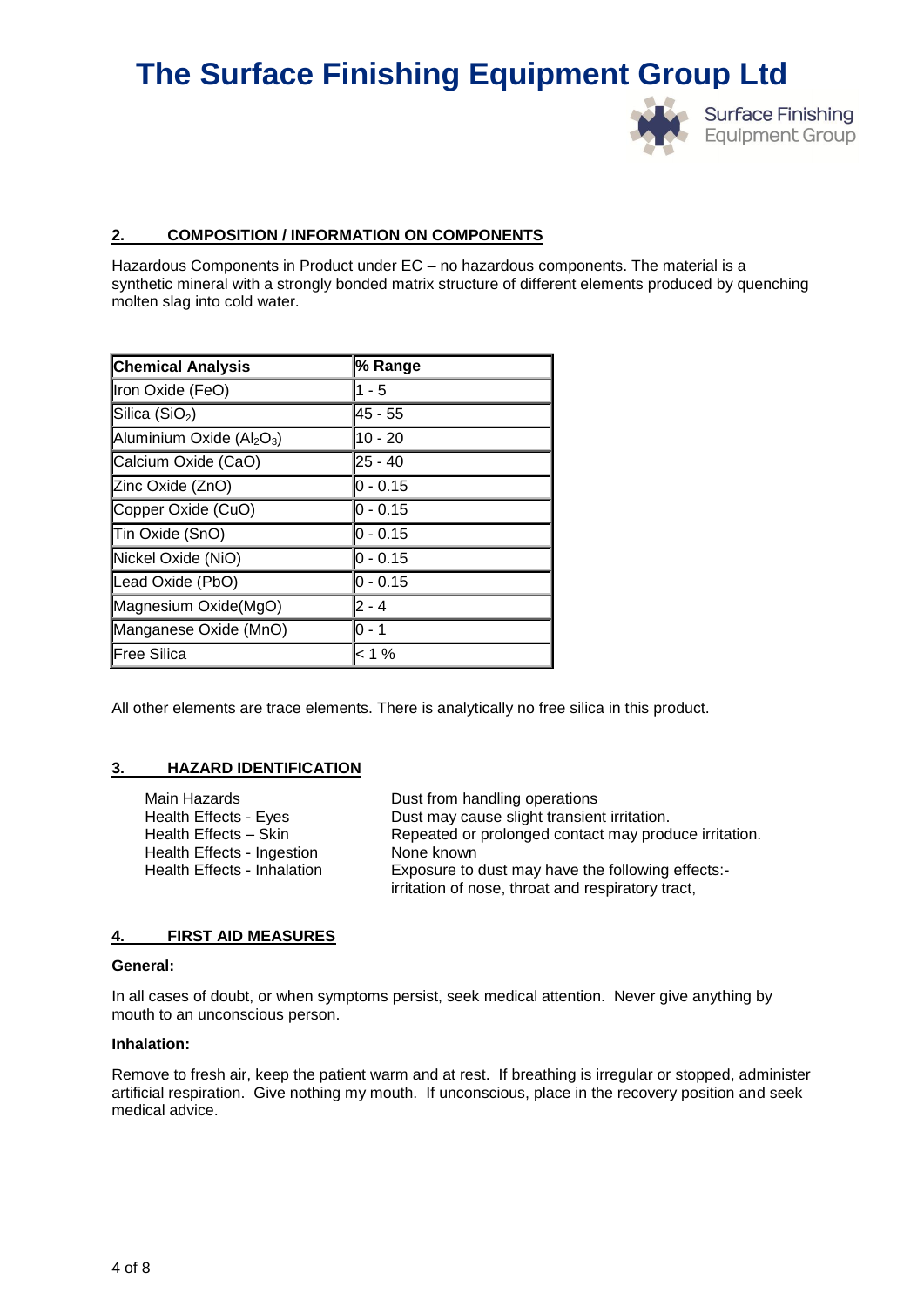## 2. COMPOSITION / INFORMATION ON COMPONENTS

Hazardous Components in Product under EC – no hazardous components. The material is a synthetic mineral with a strongly bonded matrix structure of different elements produced by quenching molten slag into cold water.

| Chemical Analysis | % Range |
|---|---|
| Iron Oxide (FeO) | 1 - 5 |
| Silica ($SiO_2$) | 45 - 55 |
| Aluminium Oxide ($Al_2O_3$) | 10 - 20 |
| Calcium Oxide (CaO) | 25 - 40 |
| Zinc Oxide (ZnO) | 0 - 0.15 |
| Copper Oxide (CuO) | 0 - 0.15 |
| Tin Oxide (SnO) | 0 - 0.15 |
| Nickel Oxide (NiO) | 0 - 0.15 |
| Lead Oxide (PbO) | 0 - 0.15 |
| Magnesium Oxide(MgO) | 2 - 4 |
| Manganese Oxide (MnO) | 0 - 1 |
| Free Silica | < 1 % |

All other elements are trace elements. There is analytically no free silica in this product.

## 3. HAZARD IDENTIFICATION

| | |
|---|---|
| Main Hazards | Dust from handling operations |
| Health Effects - Eyes | Dust may cause slight transient irritation. |
| Health Effects – Skin | Repeated or prolonged contact may produce irritation. |
| Health Effects - Ingestion | None known |
| Health Effects - Inhalation | Exposure to dust may have the following effects:- irritation of nose, throat and respiratory tract, |

## 4. FIRST AID MEASURES

**General:**

In all cases of doubt, or when symptoms persist, seek medical attention. Never give anything by mouth to an unconscious person.

**Inhalation:**

Remove to fresh air, keep the patient warm and at rest. If breathing is irregular or stopped, administer artificial respiration. Give nothing my mouth. If unconscious, place in the recovery position and seek medical advice.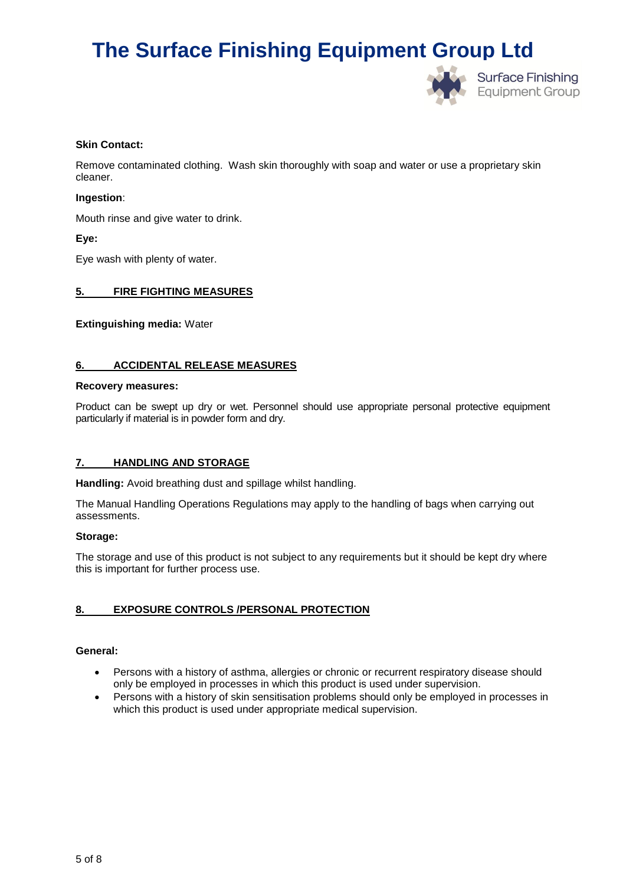**Skin Contact:**

Remove contaminated clothing. Wash skin thoroughly with soap and water or use a proprietary skin cleaner.

**Ingestion**:

Mouth rinse and give water to drink.

**Eye:**

Eye wash with plenty of water.

## 5. FIRE FIGHTING MEASURES

**Extinguishing media:** Water

## 6. ACCIDENTAL RELEASE MEASURES

**Recovery measures:**

Product can be swept up dry or wet. Personnel should use appropriate personal protective equipment particularly if material is in powder form and dry.

## 7. HANDLING AND STORAGE

**Handling:** Avoid breathing dust and spillage whilst handling.

The Manual Handling Operations Regulations may apply to the handling of bags when carrying out assessments.

**Storage:**

The storage and use of this product is not subject to any requirements but it should be kept dry where this is important for further process use.

## 8. EXPOSURE CONTROLS /PERSONAL PROTECTION

**General:**

- Persons with a history of asthma, allergies or chronic or recurrent respiratory disease should only be employed in processes in which this product is used under supervision.
- Persons with a history of skin sensitisation problems should only be employed in processes in which this product is used under appropriate medical supervision.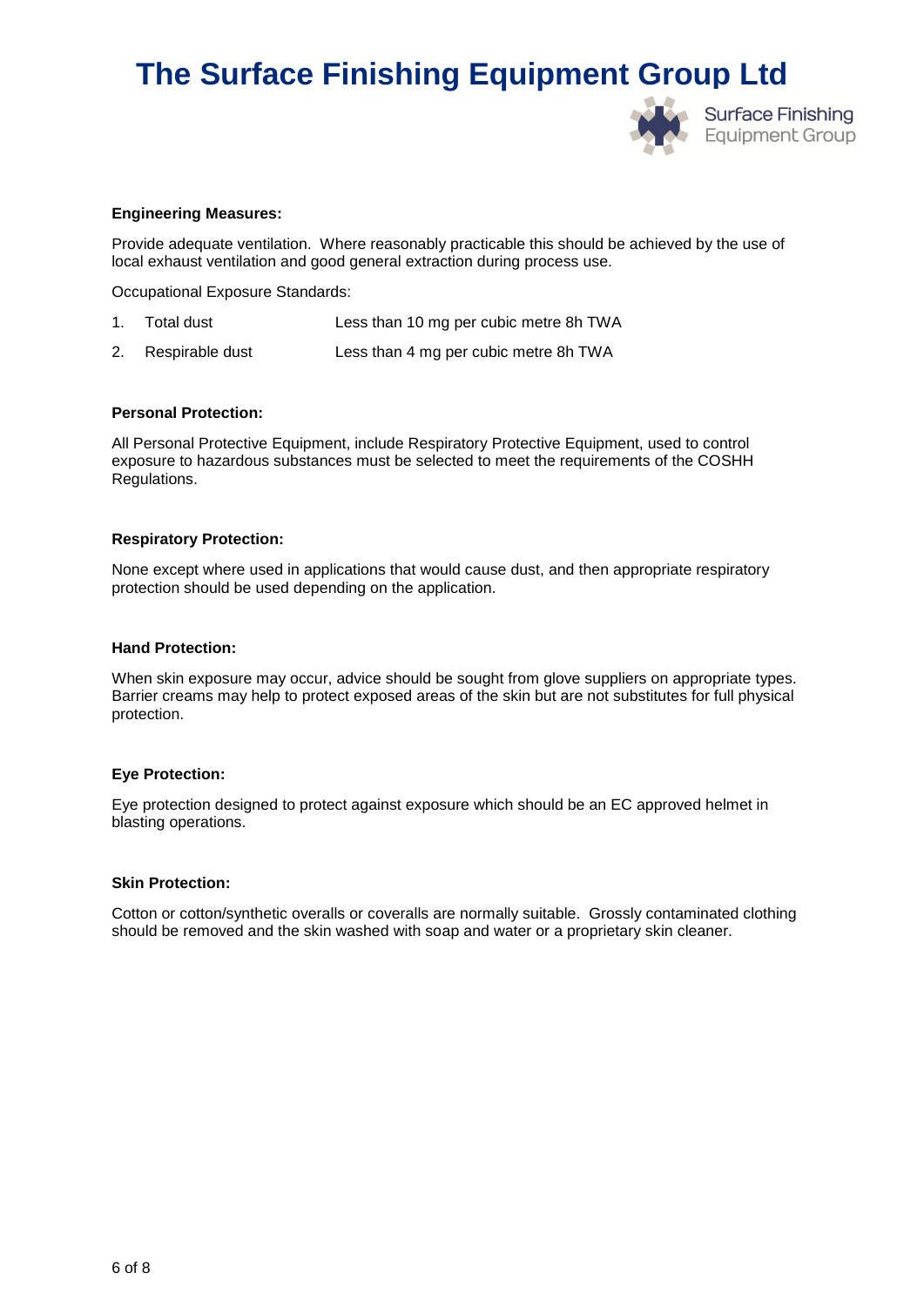**Engineering Measures:**

Provide adequate ventilation. Where reasonably practicable this should be achieved by the use of local exhaust ventilation and good general extraction during process use.

Occupational Exposure Standards:

1. Total dust — Less than 10 mg per cubic metre 8h TWA
2. Respirable dust — Less than 4 mg per cubic metre 8h TWA

**Personal Protection:**

All Personal Protective Equipment, include Respiratory Protective Equipment, used to control exposure to hazardous substances must be selected to meet the requirements of the COSHH Regulations.

**Respiratory Protection:**

None except where used in applications that would cause dust, and then appropriate respiratory protection should be used depending on the application.

**Hand Protection:**

When skin exposure may occur, advice should be sought from glove suppliers on appropriate types. Barrier creams may help to protect exposed areas of the skin but are not substitutes for full physical protection.

**Eye Protection:**

Eye protection designed to protect against exposure which should be an EC approved helmet in blasting operations.

**Skin Protection:**

Cotton or cotton/synthetic overalls or coveralls are normally suitable. Grossly contaminated clothing should be removed and the skin washed with soap and water or a proprietary skin cleaner.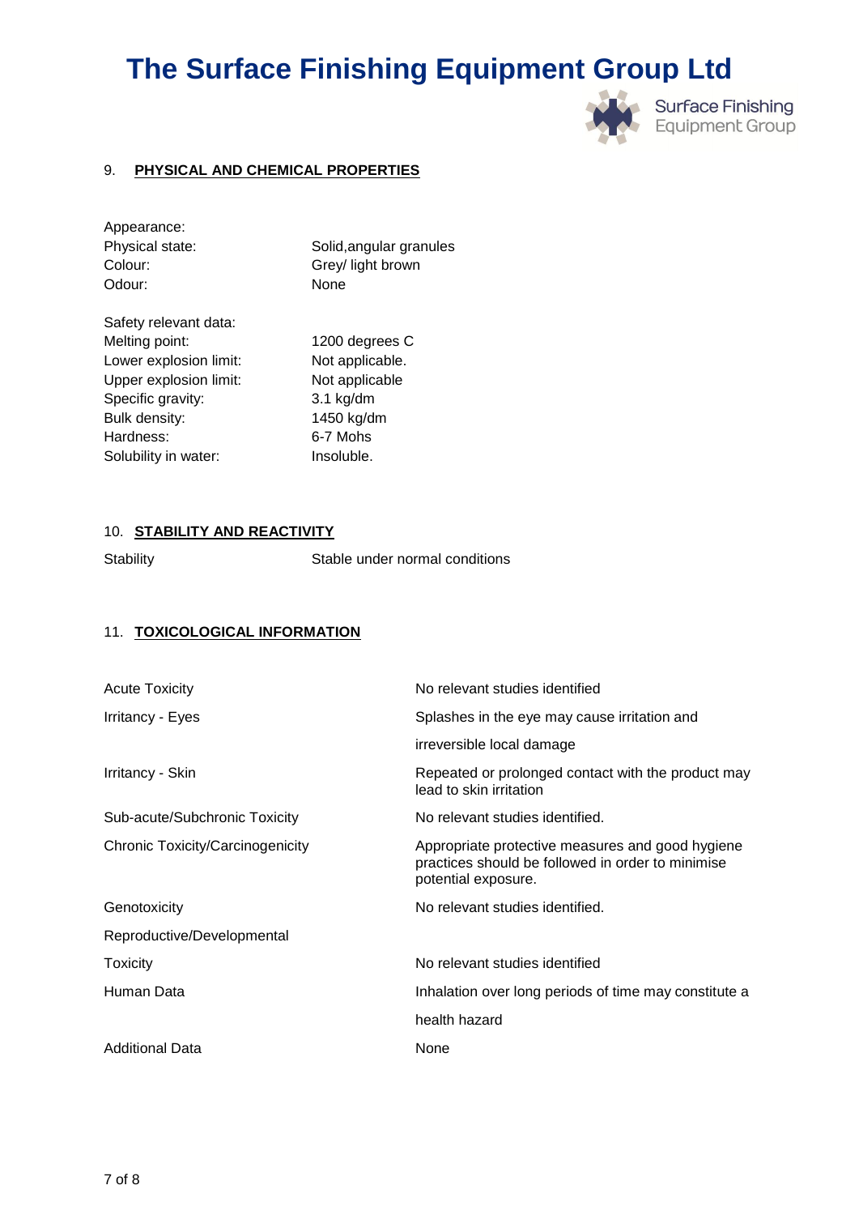## 9. PHYSICAL AND CHEMICAL PROPERTIES

| | |
|---|---|
| Appearance: | |
| Physical state: | Solid,angular granules |
| Colour: | Grey/ light brown |
| Odour: | None |
| | |
| Safety relevant data: | |
| Melting point: | 1200 degrees C |
| Lower explosion limit: | Not applicable. |
| Upper explosion limit: | Not applicable |
| Specific gravity: | 3.1 kg/dm |
| Bulk density: | 1450 kg/dm |
| Hardness: | 6-7 Mohs |
| Solubility in water: | Insoluble. |

## 10. STABILITY AND REACTIVITY

| | |
|---|---|
| Stability | Stable under normal conditions |

## 11. TOXICOLOGICAL INFORMATION

| | |
|---|---|
| Acute Toxicity | No relevant studies identified |
| Irritancy - Eyes | Splashes in the eye may cause irritation and irreversible local damage |
| Irritancy - Skin | Repeated or prolonged contact with the product may lead to skin irritation |
| Sub-acute/Subchronic Toxicity | No relevant studies identified. |
| Chronic Toxicity/Carcinogenicity | Appropriate protective measures and good hygiene practices should be followed in order to minimise potential exposure. |
| Genotoxicity | No relevant studies identified. |
| Reproductive/Developmental Toxicity | No relevant studies identified |
| Human Data | Inhalation over long periods of time may constitute a health hazard |
| Additional Data | None |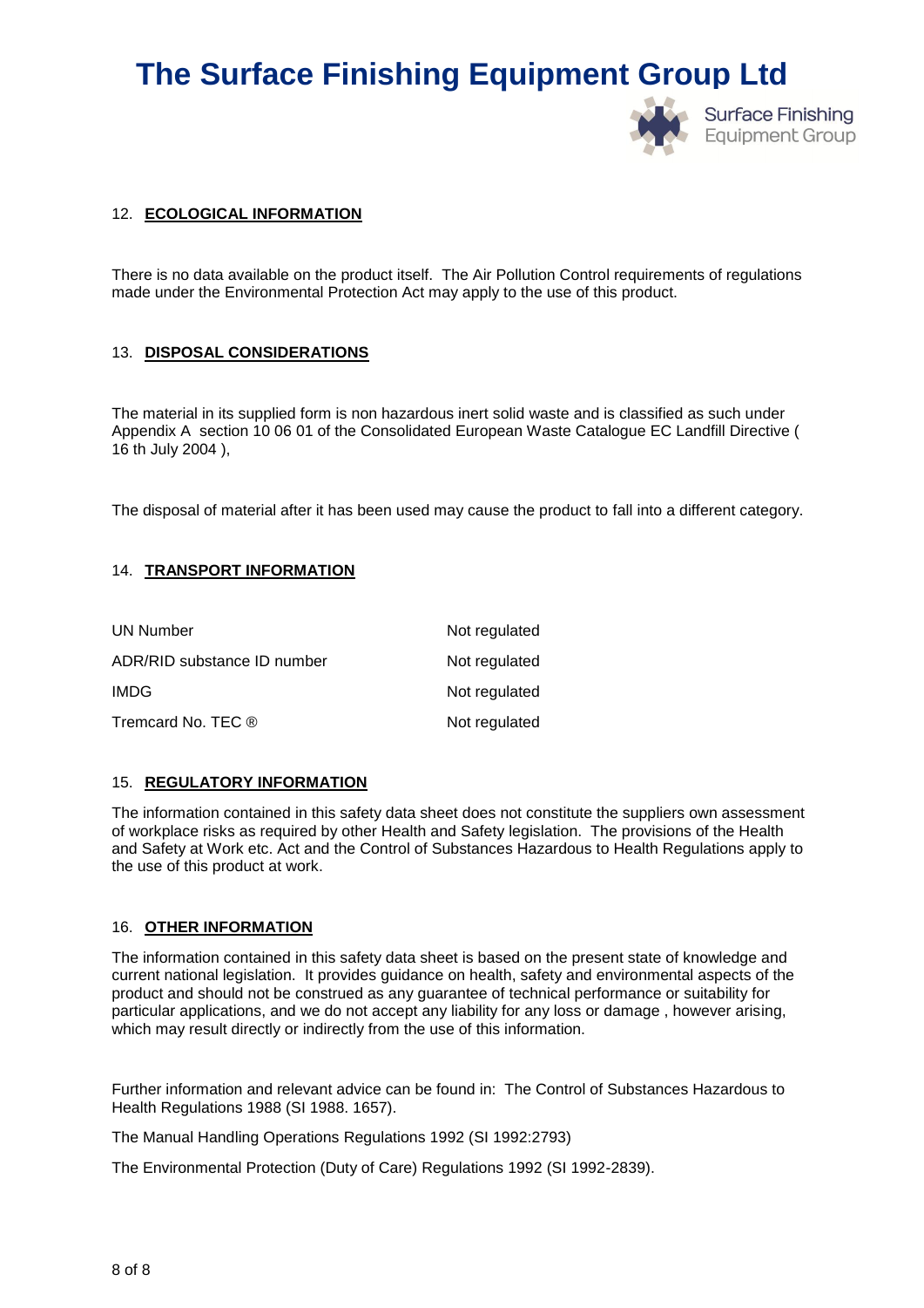## 12. ECOLOGICAL INFORMATION

There is no data available on the product itself. The Air Pollution Control requirements of regulations made under the Environmental Protection Act may apply to the use of this product.

## 13. DISPOSAL CONSIDERATIONS

The material in its supplied form is non hazardous inert solid waste and is classified as such under Appendix A section 10 06 01 of the Consolidated European Waste Catalogue EC Landfill Directive ( 16 th July 2004 ),

The disposal of material after it has been used may cause the product to fall into a different category.

## 14. TRANSPORT INFORMATION

| | |
|---|---|
| UN Number | Not regulated |
| ADR/RID substance ID number | Not regulated |
| IMDG | Not regulated |
| Tremcard No. TEC ® | Not regulated |

## 15. REGULATORY INFORMATION

The information contained in this safety data sheet does not constitute the suppliers own assessment of workplace risks as required by other Health and Safety legislation. The provisions of the Health and Safety at Work etc. Act and the Control of Substances Hazardous to Health Regulations apply to the use of this product at work.

## 16. OTHER INFORMATION

The information contained in this safety data sheet is based on the present state of knowledge and current national legislation. It provides guidance on health, safety and environmental aspects of the product and should not be construed as any guarantee of technical performance or suitability for particular applications, and we do not accept any liability for any loss or damage , however arising, which may result directly or indirectly from the use of this information.

Further information and relevant advice can be found in: The Control of Substances Hazardous to Health Regulations 1988 (SI 1988. 1657).

The Manual Handling Operations Regulations 1992 (SI 1992:2793)

The Environmental Protection (Duty of Care) Regulations 1992 (SI 1992-2839).